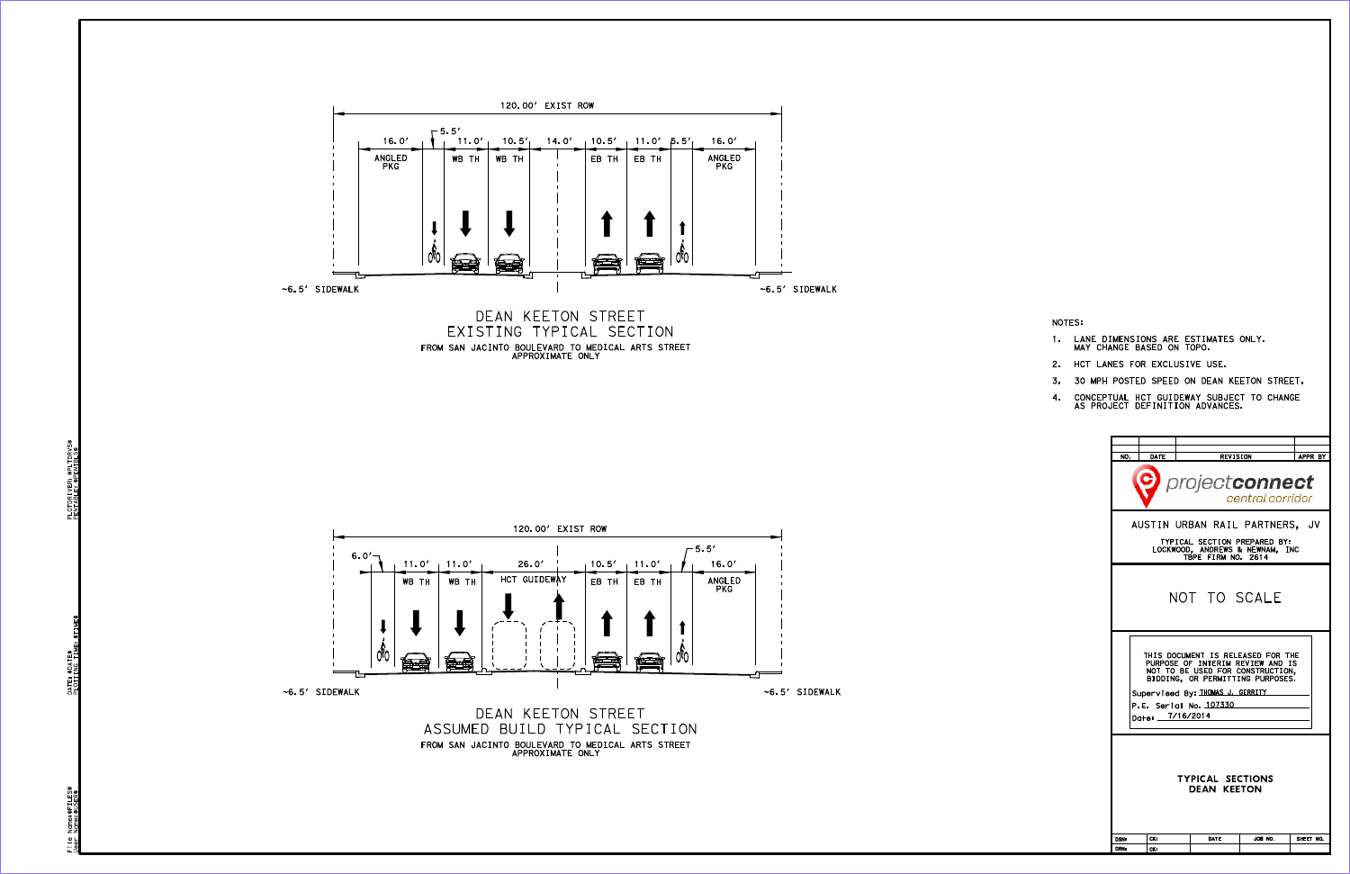## DEAN KEETON STREET EXISTING TYPICAL SECTION

FROM SAN JACINTO BOULEVARD TO MEDICAL ARTS STREET
APPROXIMATE ONLY

120.00' EXIST ROW

| 16.0' | 5.5' | 11.0' | 10.5' | 14.0' | 10.5' | 11.0' | 5.5' | 16.0' |
|---|---|---|---|---|---|---|---|---|
| ANGLED PKG | | WB TH | WB TH | | EB TH | EB TH | | ANGLED PKG |

~6.5' SIDEWALK ~6.5' SIDEWALK

## DEAN KEETON STREET ASSUMED BUILD TYPICAL SECTION

FROM SAN JACINTO BOULEVARD TO MEDICAL ARTS STREET
APPROXIMATE ONLY

120.00' EXIST ROW

| 6.0' | 11.0' | 11.0' | 26.0' | 10.5' | 11.0' | 5.5' | 16.0' |
|---|---|---|---|---|---|---|---|
| | WB TH | WB TH | HCT GUIDEWAY | EB TH | EB TH | | ANGLED PKG |

~6.5' SIDEWALK ~6.5' SIDEWALK

NOTES:

1. LANE DIMENSIONS ARE ESTIMATES ONLY. MAY CHANGE BASED ON TOPO.
2. HCT LANES FOR EXCLUSIVE USE.
3. 30 MPH POSTED SPEED ON DEAN KEETON STREET.
4. CONCEPTUAL HCT GUIDEWAY SUBJECT TO CHANGE AS PROJECT DEFINITION ADVANCES.

| NO. | DATE | REVISION | APPR BY |
|---|---|---|---|
| | | | |

projectconnect
central corridor

AUSTIN URBAN RAIL PARTNERS, JV

TYPICAL SECTION PREPARED BY:
LOCKWOOD, ANDREWS & NEWNAM, INC
TBPE FIRM NO. 2614

NOT TO SCALE

THIS DOCUMENT IS RELEASED FOR THE PURPOSE OF INTERIM REVIEW AND IS NOT TO BE USED FOR CONSTRUCTION, BIDDING, OR PERMITTING PURPOSES.

Supervised By: THOMAS J. GERRITY
P.E. Serial No. 107330
Date: 7/16/2014

**TYPICAL SECTIONS DEAN KEETON**

| DSN: | CK: | DATE | JOB NO. | SHEET NO. |
|---|---|---|---|---|
| DRN: | CK: | | | |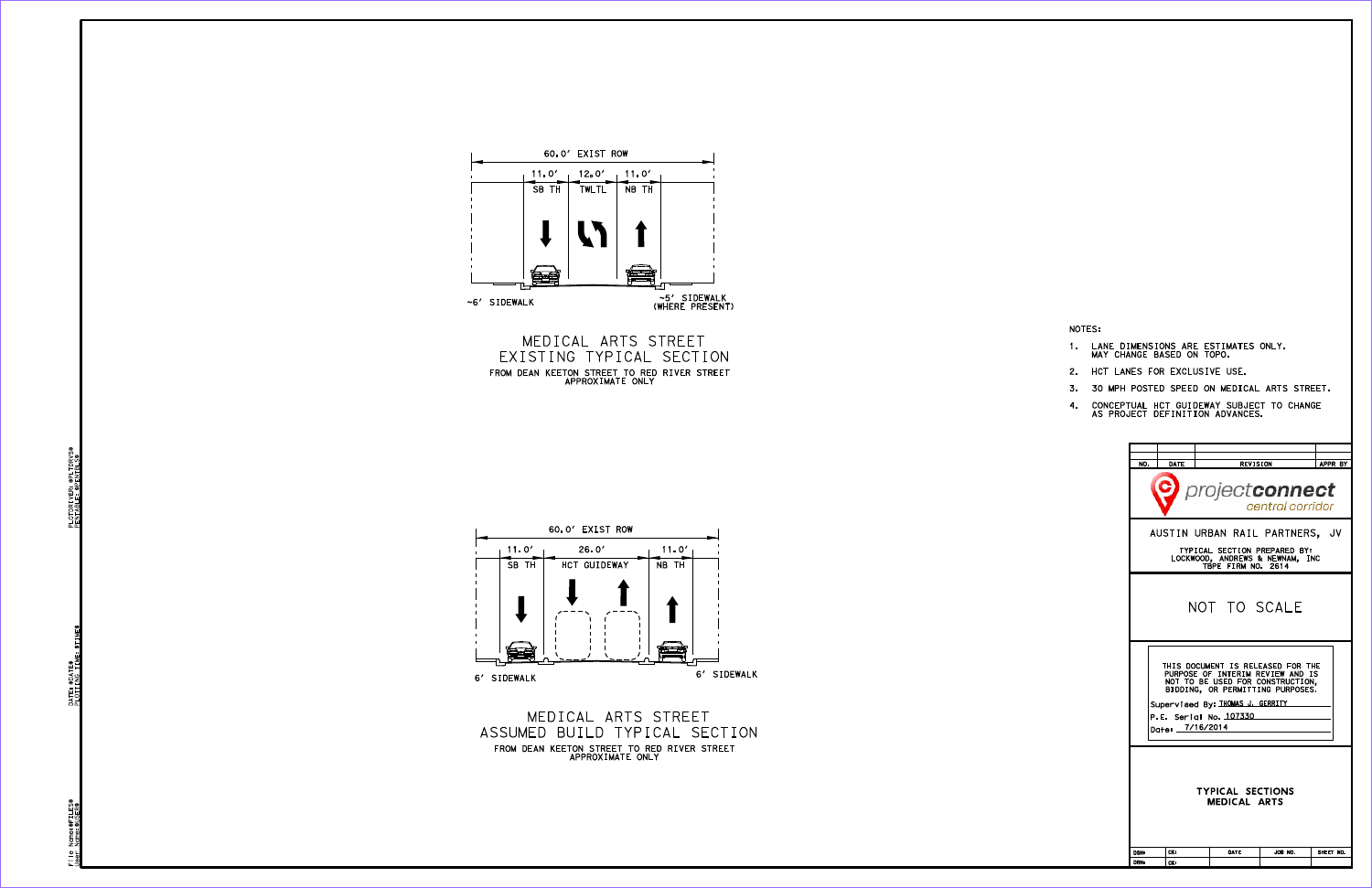60.0' EXIST ROW

| 11.0' | 12.0' | 11.0' |
|---|---|---|
| SB TH | TWLTL | NB TH |

~6' SIDEWALK

~5' SIDEWALK (WHERE PRESENT)

## MEDICAL ARTS STREET EXISTING TYPICAL SECTION

FROM DEAN KEETON STREET TO RED RIVER STREET
APPROXIMATE ONLY

60.0' EXIST ROW

| 11.0' | 26.0' | 11.0' |
|---|---|---|
| SB TH | HCT GUIDEWAY | NB TH |

6' SIDEWALK

6' SIDEWALK

## MEDICAL ARTS STREET ASSUMED BUILD TYPICAL SECTION

FROM DEAN KEETON STREET TO RED RIVER STREET
APPROXIMATE ONLY

NOTES:

1. LANE DIMENSIONS ARE ESTIMATES ONLY. MAY CHANGE BASED ON TOPO.
2. HCT LANES FOR EXCLUSIVE USE.
3. 30 MPH POSTED SPEED ON MEDICAL ARTS STREET.
4. CONCEPTUAL HCT GUIDEWAY SUBJECT TO CHANGE AS PROJECT DEFINITION ADVANCES.

| NO. | DATE | REVISION | APPR BY |
|---|---|---|---|

project**connect** central corridor

AUSTIN URBAN RAIL PARTNERS, JV

TYPICAL SECTION PREPARED BY:
LOCKWOOD, ANDREWS & NEWNAM, INC
TBPE FIRM NO. 2614

NOT TO SCALE

THIS DOCUMENT IS RELEASED FOR THE PURPOSE OF INTERIM REVIEW AND IS NOT TO BE USED FOR CONSTRUCTION, BIDDING, OR PERMITTING PURPOSES.

Supervised By: THOMAS J. GERRITY

P.E. Serial No. 107330

Date: 7/16/2014

**TYPICAL SECTIONS MEDICAL ARTS**

| DSN: | CK: | DATE | JOB NO. | SHEET NO. |
|---|---|---|---|---|
| DRN: | CK: | | | |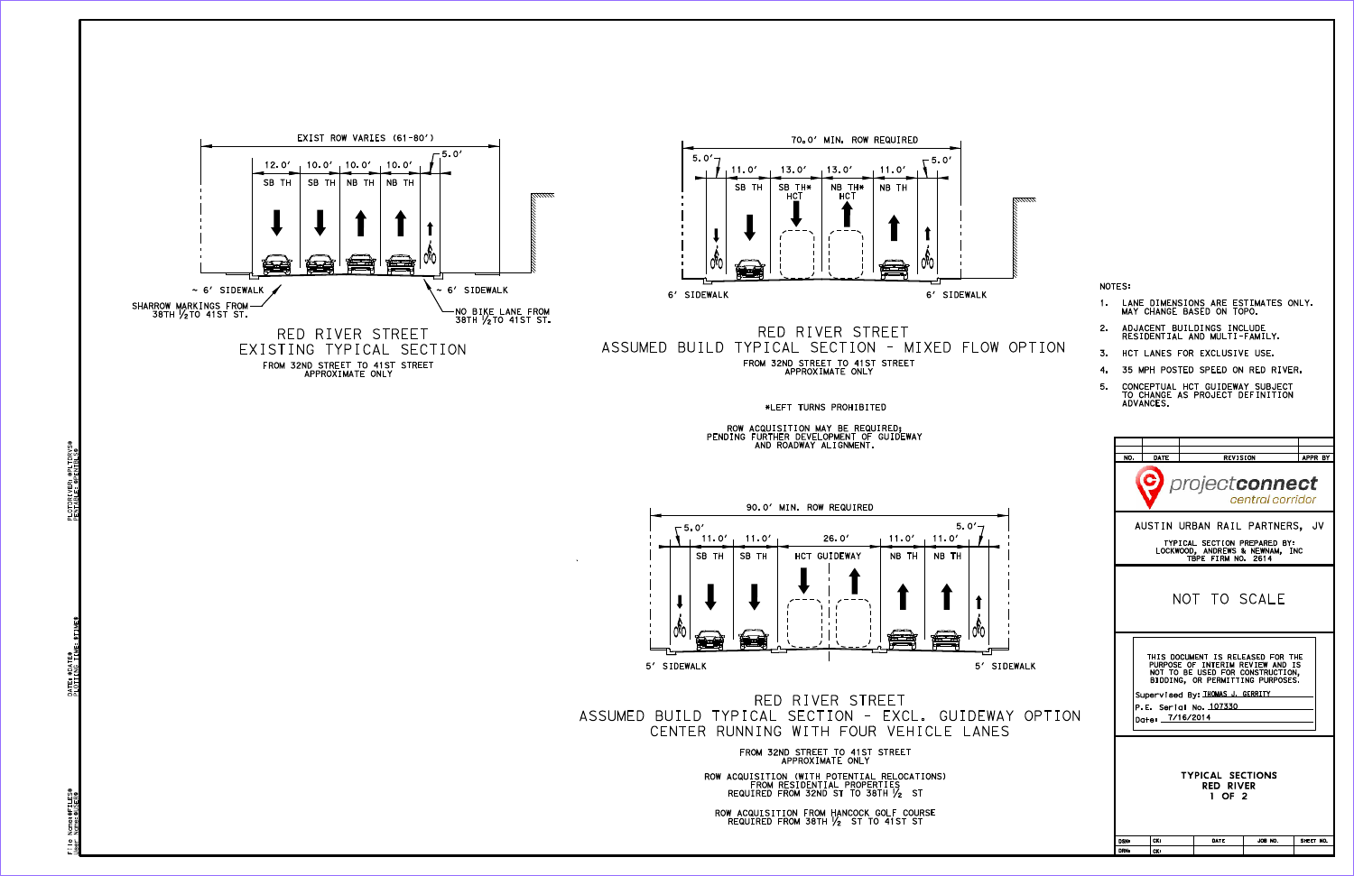## RED RIVER STREET EXISTING TYPICAL SECTION

FROM 32ND STREET TO 41ST STREET
APPROXIMATE ONLY

EXIST ROW VARIES (61-80')

| 12.0' | 10.0' | 10.0' | 10.0' | 5.0' |
|---|---|---|---|---|
| SB TH | SB TH | NB TH | NB TH | |

~ 6' SIDEWALK

~ 6' SIDEWALK

SHARROW MARKINGS FROM 38TH ½ TO 41ST ST.

NO BIKE LANE FROM 38TH ½ TO 41ST ST.

## RED RIVER STREET ASSUMED BUILD TYPICAL SECTION - MIXED FLOW OPTION

FROM 32ND STREET TO 41ST STREET
APPROXIMATE ONLY

70.0' MIN. ROW REQUIRED

| 5.0' | 11.0' | 13.0' | 13.0' | 11.0' | 5.0' |
|---|---|---|---|---|---|
| | SB TH | SB TH* HCT | NB TH* HCT | NB TH | |

6' SIDEWALK

6' SIDEWALK

*LEFT TURNS PROHIBITED

ROW ACQUISITION MAY BE REQUIRED; PENDING FURTHER DEVELOPMENT OF GUIDEWAY AND ROADWAY ALIGNMENT.

## RED RIVER STREET ASSUMED BUILD TYPICAL SECTION - EXCL. GUIDEWAY OPTION CENTER RUNNING WITH FOUR VEHICLE LANES

FROM 32ND STREET TO 41ST STREET
APPROXIMATE ONLY

90.0' MIN. ROW REQUIRED

| 5.0' | 11.0' | 11.0' | 26.0' | 11.0' | 11.0' | 5.0' |
|---|---|---|---|---|---|---|
| | SB TH | SB TH | HCT GUIDEWAY | NB TH | NB TH | |

5' SIDEWALK

5' SIDEWALK

ROW ACQUISITION (WITH POTENTIAL RELOCATIONS) FROM RESIDENTIAL PROPERTIES REQUIRED FROM 32ND ST TO 38TH ½ ST

ROW ACQUISITION FROM HANCOCK GOLF COURSE REQUIRED FROM 38TH ½ ST TO 41ST ST

NOTES:

1. LANE DIMENSIONS ARE ESTIMATES ONLY. MAY CHANGE BASED ON TOPO.
2. ADJACENT BUILDINGS INCLUDE RESIDENTIAL AND MULTI-FAMILY.
3. HCT LANES FOR EXCLUSIVE USE.
4. 35 MPH POSTED SPEED ON RED RIVER.
5. CONCEPTUAL HCT GUIDEWAY SUBJECT TO CHANGE AS PROJECT DEFINITION ADVANCES.

| NO. | DATE | REVISION | APPR BY |
|---|---|---|---|
| | | | |

projectconnect central corridor

AUSTIN URBAN RAIL PARTNERS, JV

TYPICAL SECTION PREPARED BY: LOCKWOOD, ANDREWS & NEWNAM, INC TBPE FIRM NO. 2614

NOT TO SCALE

THIS DOCUMENT IS RELEASED FOR THE PURPOSE OF INTERIM REVIEW AND IS NOT TO BE USED FOR CONSTRUCTION, BIDDING, OR PERMITTING PURPOSES.

Supervised By: THOMAS J. GERRITY

P.E. Serial No. 107330

Date: 7/16/2014

**TYPICAL SECTIONS RED RIVER 1 OF 2**

| DSN: | CK: | DATE | JOB NO. | SHEET NO. |
|---|---|---|---|---|
| DRN: | CK: | | | |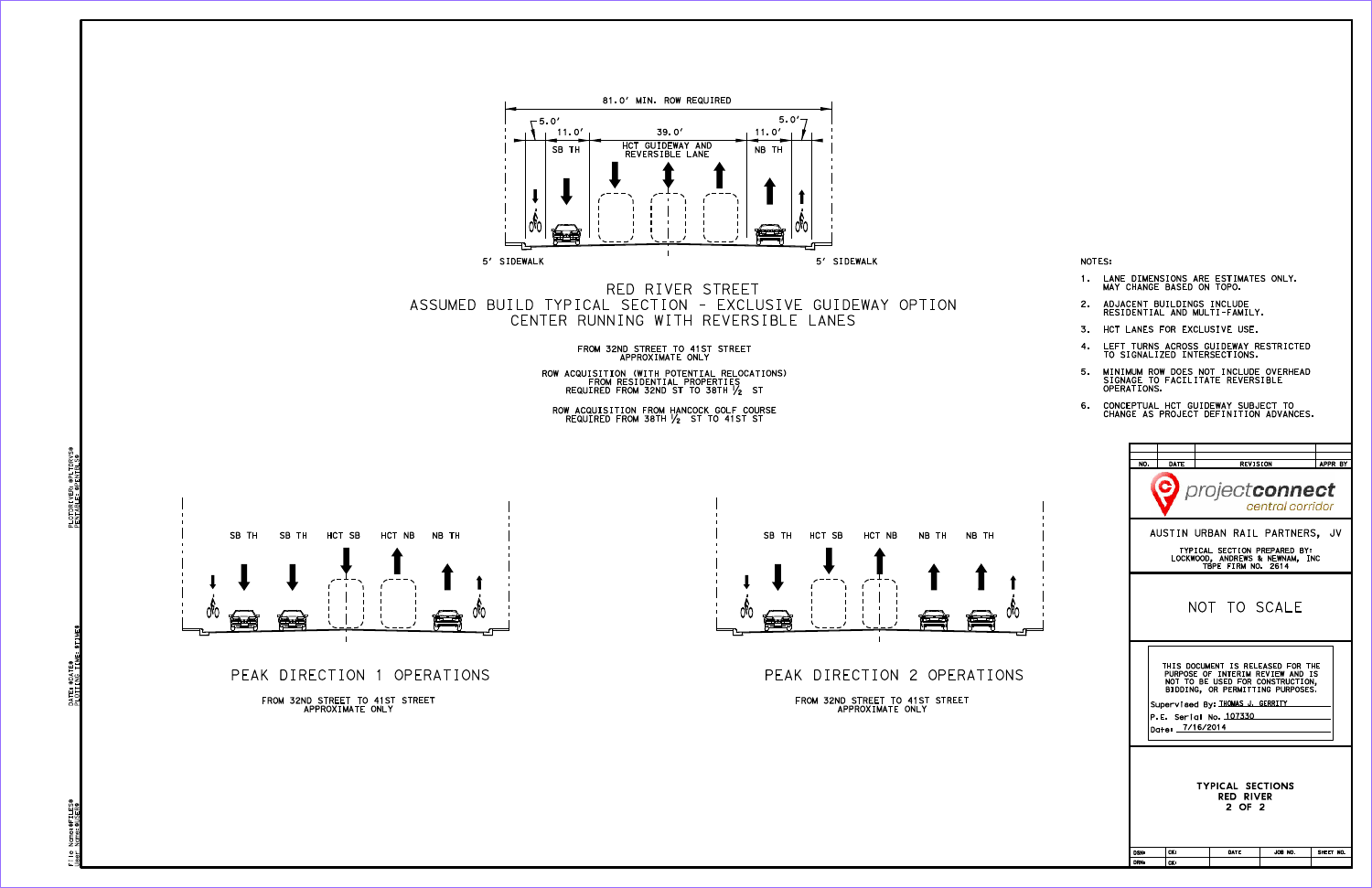81.0' MIN. ROW REQUIRED

5.0' | 11.0' | 39.0' | 11.0' | 5.0'

SB TH | HCT GUIDEWAY AND REVERSIBLE LANE | NB TH

5' SIDEWALK | 5' SIDEWALK

# RED RIVER STREET
# ASSUMED BUILD TYPICAL SECTION - EXCLUSIVE GUIDEWAY OPTION
# CENTER RUNNING WITH REVERSIBLE LANES

FROM 32ND STREET TO 41ST STREET
APPROXIMATE ONLY

ROW ACQUISITION (WITH POTENTIAL RELOCATIONS) FROM RESIDENTIAL PROPERTIES REQUIRED FROM 32ND ST TO 38TH ½ ST

ROW ACQUISITION FROM HANCOCK GOLF COURSE REQUIRED FROM 38TH ½ ST TO 41ST ST

SB TH | SB TH | HCT SB | HCT NB | NB TH

## PEAK DIRECTION 1 OPERATIONS

FROM 32ND STREET TO 41ST STREET
APPROXIMATE ONLY

SB TH | HCT SB | HCT NB | NB TH | NB TH

## PEAK DIRECTION 2 OPERATIONS

FROM 32ND STREET TO 41ST STREET
APPROXIMATE ONLY

NOTES:

1. LANE DIMENSIONS ARE ESTIMATES ONLY. MAY CHANGE BASED ON TOPO.
2. ADJACENT BUILDINGS INCLUDE RESIDENTIAL AND MULTI-FAMILY.
3. HCT LANES FOR EXCLUSIVE USE.
4. LEFT TURNS ACROSS GUIDEWAY RESTRICTED TO SIGNALIZED INTERSECTIONS.
5. MINIMUM ROW DOES NOT INCLUDE OVERHEAD SIGNAGE TO FACILITATE REVERSIBLE OPERATIONS.
6. CONCEPTUAL HCT GUIDEWAY SUBJECT TO CHANGE AS PROJECT DEFINITION ADVANCES.

| NO. | DATE | REVISION | APPR BY |
|---|---|---|---|
| | | | |

projectconnect central corridor

AUSTIN URBAN RAIL PARTNERS, JV

TYPICAL SECTION PREPARED BY:
LOCKWOOD, ANDREWS & NEWNAM, INC
TBPE FIRM NO. 2614

NOT TO SCALE

THIS DOCUMENT IS RELEASED FOR THE PURPOSE OF INTERIM REVIEW AND IS NOT TO BE USED FOR CONSTRUCTION, BIDDING, OR PERMITTING PURPOSES.

Supervised By: THOMAS J. GERRITY

P.E. Serial No. 107330

Date: 7/16/2014

TYPICAL SECTIONS
RED RIVER
2 OF 2

| DSN: | CK: | DATE | JOB NO. | SHEET NO. |
|---|---|---|---|---|
| DRN: | CK: | | | |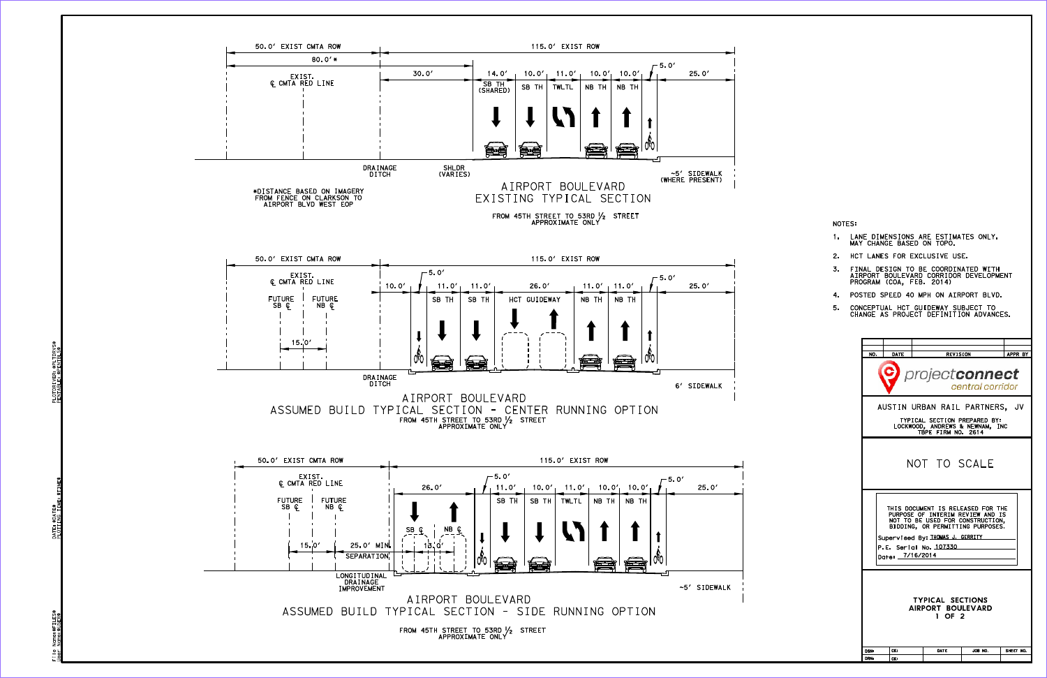50.0' EXIST CMTA ROW

115.0' EXIST ROW

80.0'*

EXIST. ℄ CMTA RED LINE

30.0' | 14.0' | 10.0' | 11.0' | 10.0' | 10.0' | 5.0' | 25.0'

SB TH (SHARED) | SB TH | TWLTL | NB TH | NB TH

DRAINAGE DITCH

SHLDR (VARIES)

~5' SIDEWALK (WHERE PRESENT)

*DISTANCE BASED ON IMAGERY FROM FENCE ON CLARKSON TO AIRPORT BLVD WEST EOP

## AIRPORT BOULEVARD EXISTING TYPICAL SECTION

FROM 45TH STREET TO 53RD ½ STREET
APPROXIMATE ONLY

50.0' EXIST CMTA ROW

115.0' EXIST ROW

EXIST. ℄ CMTA RED LINE

FUTURE SB ℄ | FUTURE NB ℄

15.0'

10.0' | 5.0' | 11.0' | 11.0' | 26.0' | 11.0' | 11.0' | 5.0' | 25.0'

SB TH | SB TH | HCT GUIDEWAY | NB TH | NB TH

DRAINAGE DITCH

6' SIDEWALK

## AIRPORT BOULEVARD ASSUMED BUILD TYPICAL SECTION - CENTER RUNNING OPTION

FROM 45TH STREET TO 53RD ½ STREET
APPROXIMATE ONLY

50.0' EXIST CMTA ROW

115.0' EXIST ROW

EXIST. ℄ CMTA RED LINE

FUTURE SB ℄ | FUTURE NB ℄

15.0' | 25.0' MIN. SEPARATION

26.0' | 5.0' | 11.0' | 10.0' | 11.0' | 10.0' | 10.0' | 5.0' | 25.0'

SB ℄ | NB ℄ | 13.0'

SB TH | SB TH | TWLTL | NB TH | NB TH

LONGITUDINAL DRAINAGE IMPROVEMENT

~5' SIDEWALK

## AIRPORT BOULEVARD ASSUMED BUILD TYPICAL SECTION - SIDE RUNNING OPTION

FROM 45TH STREET TO 53RD ½ STREET
APPROXIMATE ONLY

NOTES:

1. LANE DIMENSIONS ARE ESTIMATES ONLY. MAY CHANGE BASED ON TOPO.
2. HCT LANES FOR EXCLUSIVE USE.
3. FINAL DESIGN TO BE COORDINATED WITH AIRPORT BOULEVARD CORRIDOR DEVELOPMENT PROGRAM (COA, FEB. 2014)
4. POSTED SPEED 40 MPH ON AIRPORT BLVD.
5. CONCEPTUAL HCT GUIDEWAY SUBJECT TO CHANGE AS PROJECT DEFINITION ADVANCES.

| NO. | DATE | REVISION | APPR BY |
|---|---|---|---|
| | | | |

projectconnect central corridor

AUSTIN URBAN RAIL PARTNERS, JV

TYPICAL SECTION PREPARED BY:
LOCKWOOD, ANDREWS & NEWNAM, INC
TBPE FIRM NO. 2614

NOT TO SCALE

THIS DOCUMENT IS RELEASED FOR THE PURPOSE OF INTERIM REVIEW AND IS NOT TO BE USED FOR CONSTRUCTION, BIDDING, OR PERMITTING PURPOSES.

Supervised By: THOMAS J. GERRITY

P.E. Serial No. 107330

Date: 7/16/2014

TYPICAL SECTIONS
AIRPORT BOULEVARD
1 OF 2

| DSN: | CK: | DATE | JOB NO. | SHEET NO. |
|---|---|---|---|---|
| DRN: | CK: | | | |